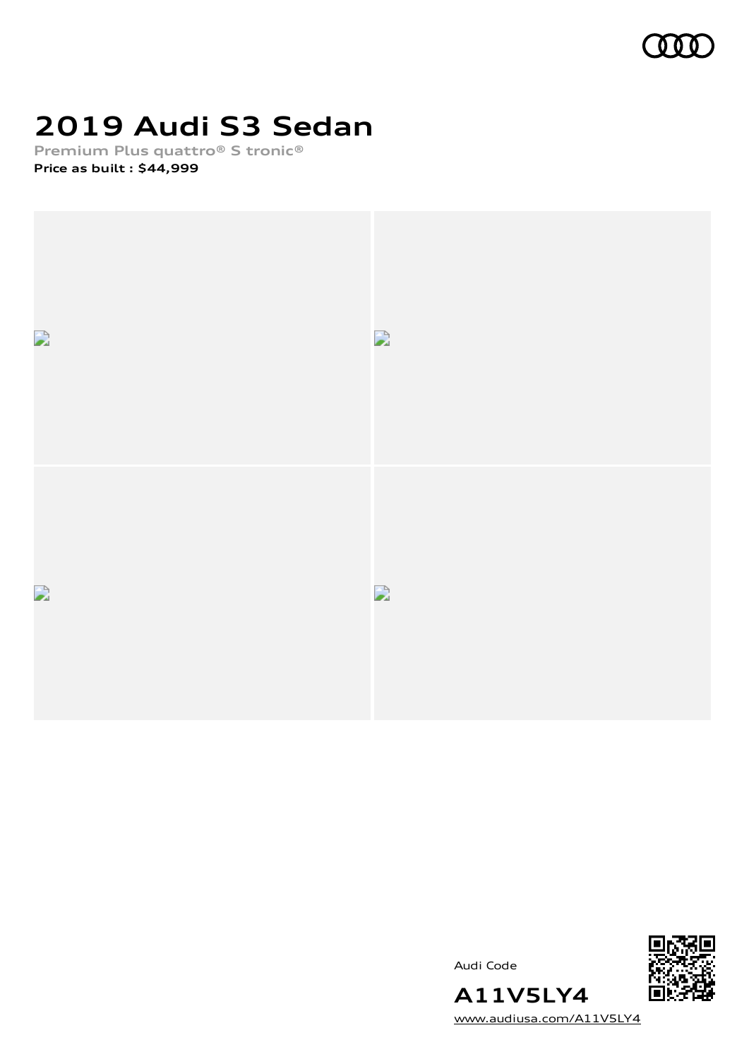# 2019 Audi S3 Sedan

**Premium Plus quattro® S tronic®**

**Price as built : $44,999**

Audi Code

**A11V5LY4**

www.audiusa.com/A11V5LY4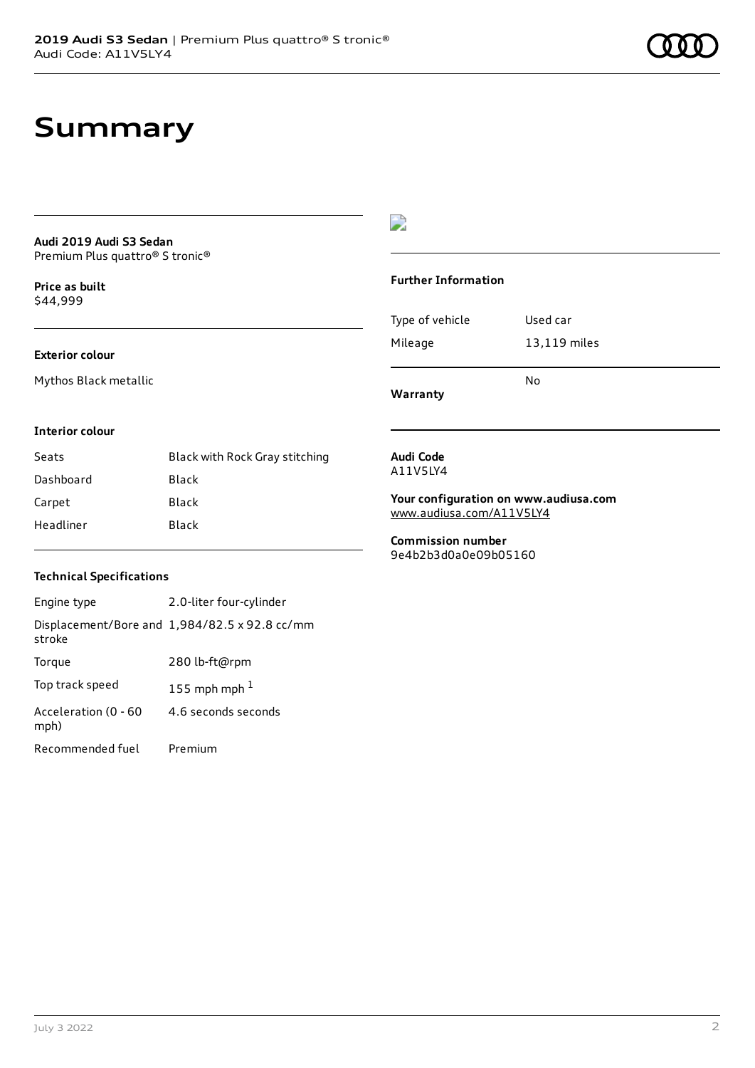# Summary

**Audi 2019 Audi S3 Sedan**
Premium Plus quattro® S tronic®

**Price as built**
$44,999

**Exterior colour**

Mythos Black metallic

**Interior colour**

| Seats | Black with Rock Gray stitching |
|---|---|
| Dashboard | Black |
| Carpet | Black |
| Headliner | Black |

**Technical Specifications**

| Engine type | 2.0-liter four-cylinder |
|---|---|
| Displacement/Bore and stroke | 1,984/82.5 x 92.8 cc/mm |
| Torque | 280 lb-ft@rpm |
| Top track speed | 155 mph mph [1] |
| Acceleration (0 - 60 mph) | 4.6 seconds seconds |
| Recommended fuel | Premium |

**Further Information**

| Type of vehicle | Used car |
|---|---|
| Mileage | 13,119 miles |
| **Warranty** | No |

**Audi Code**
A11V5LY4

**Your configuration on www.audiusa.com**
www.audiusa.com/A11V5LY4

**Commission number**
9e4b2b3d0a0e09b05160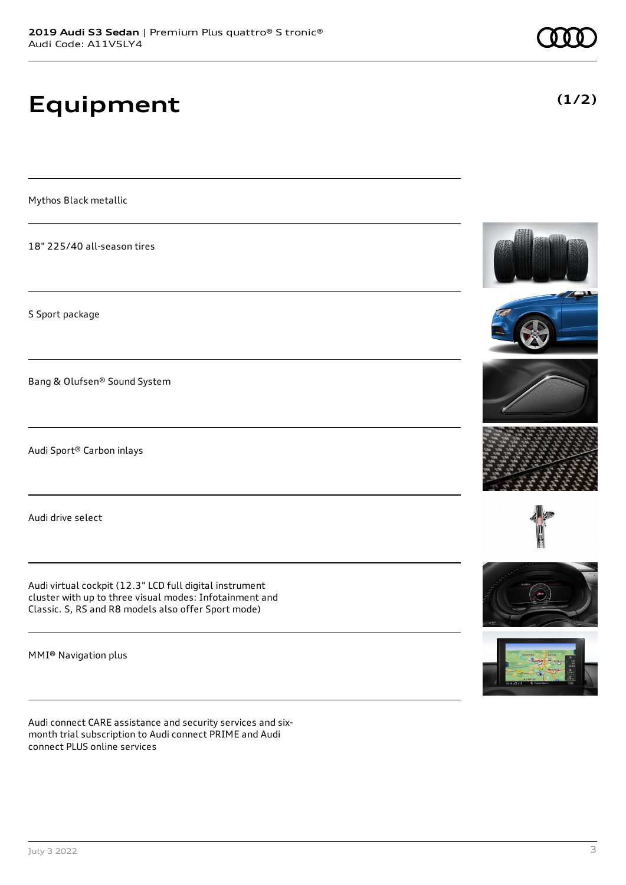# Equipment

**(1/2)**

Mythos Black metallic

18" 225/40 all-season tires

S Sport package

Bang & Olufsen® Sound System

Audi Sport® Carbon inlays

Audi drive select

Audi virtual cockpit (12.3" LCD full digital instrument cluster with up to three visual modes: Infotainment and Classic. S, RS and R8 models also offer Sport mode)

MMI® Navigation plus

Audi connect CARE assistance and security services and six-month trial subscription to Audi connect PRIME and Audi connect PLUS online services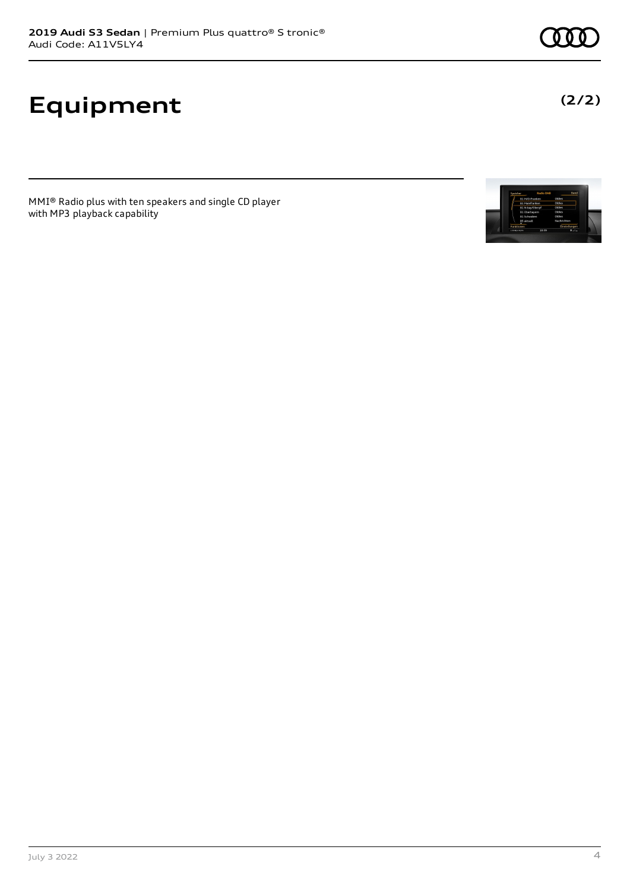# Equipment

**(2/2)**

MMI® Radio plus with ten speakers and single CD player with MP3 playback capability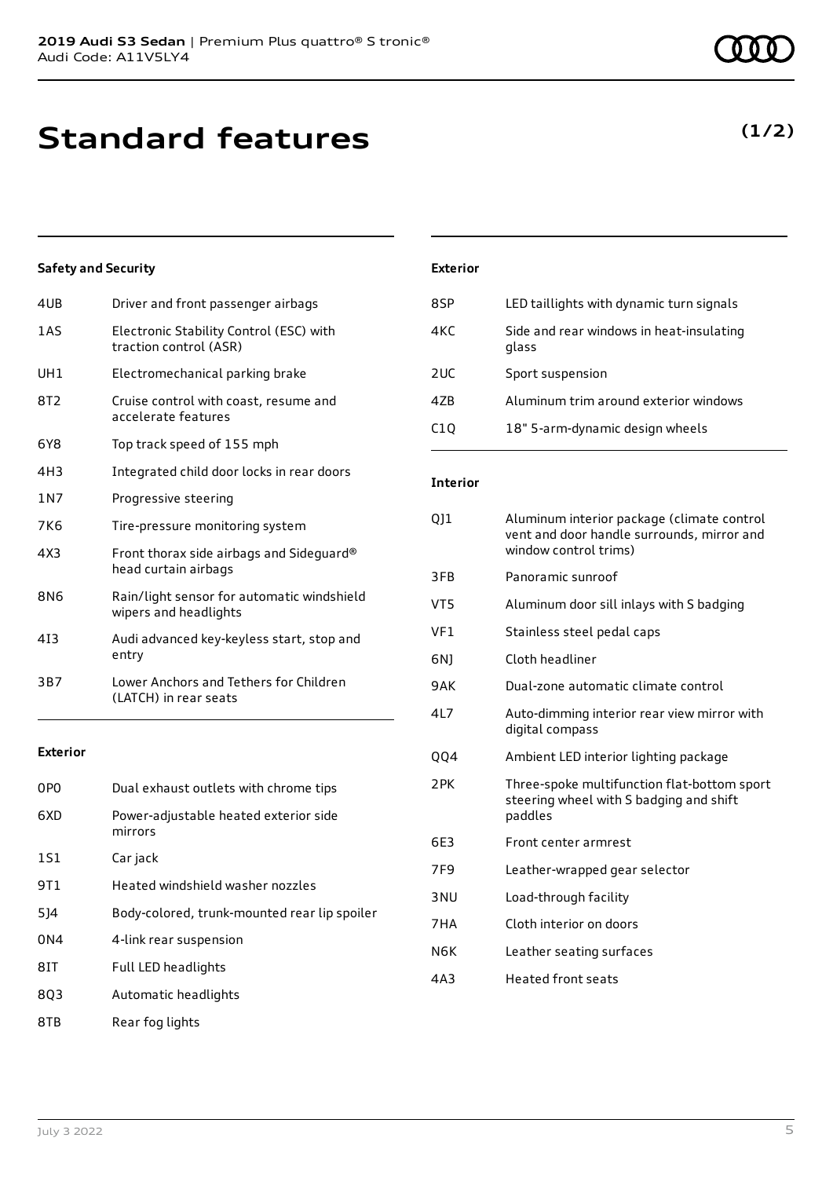# Standard features

**(1/2)**

### Safety and Security

| | |
|---|---|
| 4UB | Driver and front passenger airbags |
| 1AS | Electronic Stability Control (ESC) with traction control (ASR) |
| UH1 | Electromechanical parking brake |
| 8T2 | Cruise control with coast, resume and accelerate features |
| 6Y8 | Top track speed of 155 mph |
| 4H3 | Integrated child door locks in rear doors |
| 1N7 | Progressive steering |
| 7K6 | Tire-pressure monitoring system |
| 4X3 | Front thorax side airbags and Sideguard® head curtain airbags |
| 8N6 | Rain/light sensor for automatic windshield wipers and headlights |
| 4I3 | Audi advanced key-keyless start, stop and entry |
| 3B7 | Lower Anchors and Tethers for Children (LATCH) in rear seats |

### Exterior

| | |
|---|---|
| 0P0 | Dual exhaust outlets with chrome tips |
| 6XD | Power-adjustable heated exterior side mirrors |
| 1S1 | Car jack |
| 9T1 | Heated windshield washer nozzles |
| 5J4 | Body-colored, trunk-mounted rear lip spoiler |
| 0N4 | 4-link rear suspension |
| 8IT | Full LED headlights |
| 8Q3 | Automatic headlights |
| 8TB | Rear fog lights |

### Exterior

| | |
|---|---|
| 8SP | LED taillights with dynamic turn signals |
| 4KC | Side and rear windows in heat-insulating glass |
| 2UC | Sport suspension |
| 4ZB | Aluminum trim around exterior windows |
| C1Q | 18" 5-arm-dynamic design wheels |

### Interior

| | |
|---|---|
| QJ1 | Aluminum interior package (climate control vent and door handle surrounds, mirror and window control trims) |
| 3FB | Panoramic sunroof |
| VT5 | Aluminum door sill inlays with S badging |
| VF1 | Stainless steel pedal caps |
| 6NJ | Cloth headliner |
| 9AK | Dual-zone automatic climate control |
| 4L7 | Auto-dimming interior rear view mirror with digital compass |
| QQ4 | Ambient LED interior lighting package |
| 2PK | Three-spoke multifunction flat-bottom sport steering wheel with S badging and shift paddles |
| 6E3 | Front center armrest |
| 7F9 | Leather-wrapped gear selector |
| 3NU | Load-through facility |
| 7HA | Cloth interior on doors |
| N6K | Leather seating surfaces |
| 4A3 | Heated front seats |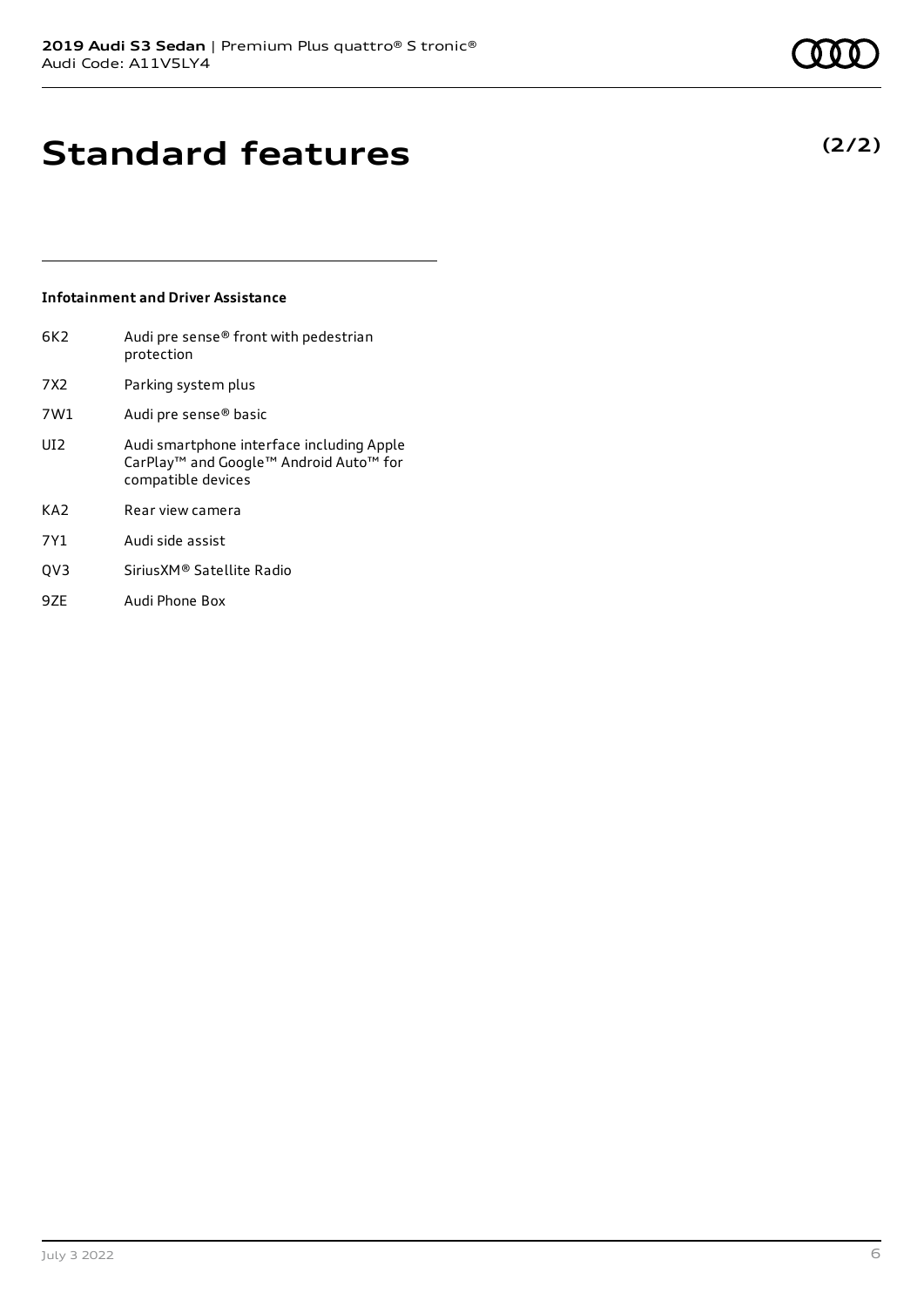# Standard features

**(2/2)**

### Infotainment and Driver Assistance

| | |
|---|---|
| 6K2 | Audi pre sense® front with pedestrian protection |
| 7X2 | Parking system plus |
| 7W1 | Audi pre sense® basic |
| UI2 | Audi smartphone interface including Apple CarPlay™ and Google™ Android Auto™ for compatible devices |
| KA2 | Rear view camera |
| 7Y1 | Audi side assist |
| QV3 | SiriusXM® Satellite Radio |
| 9ZE | Audi Phone Box |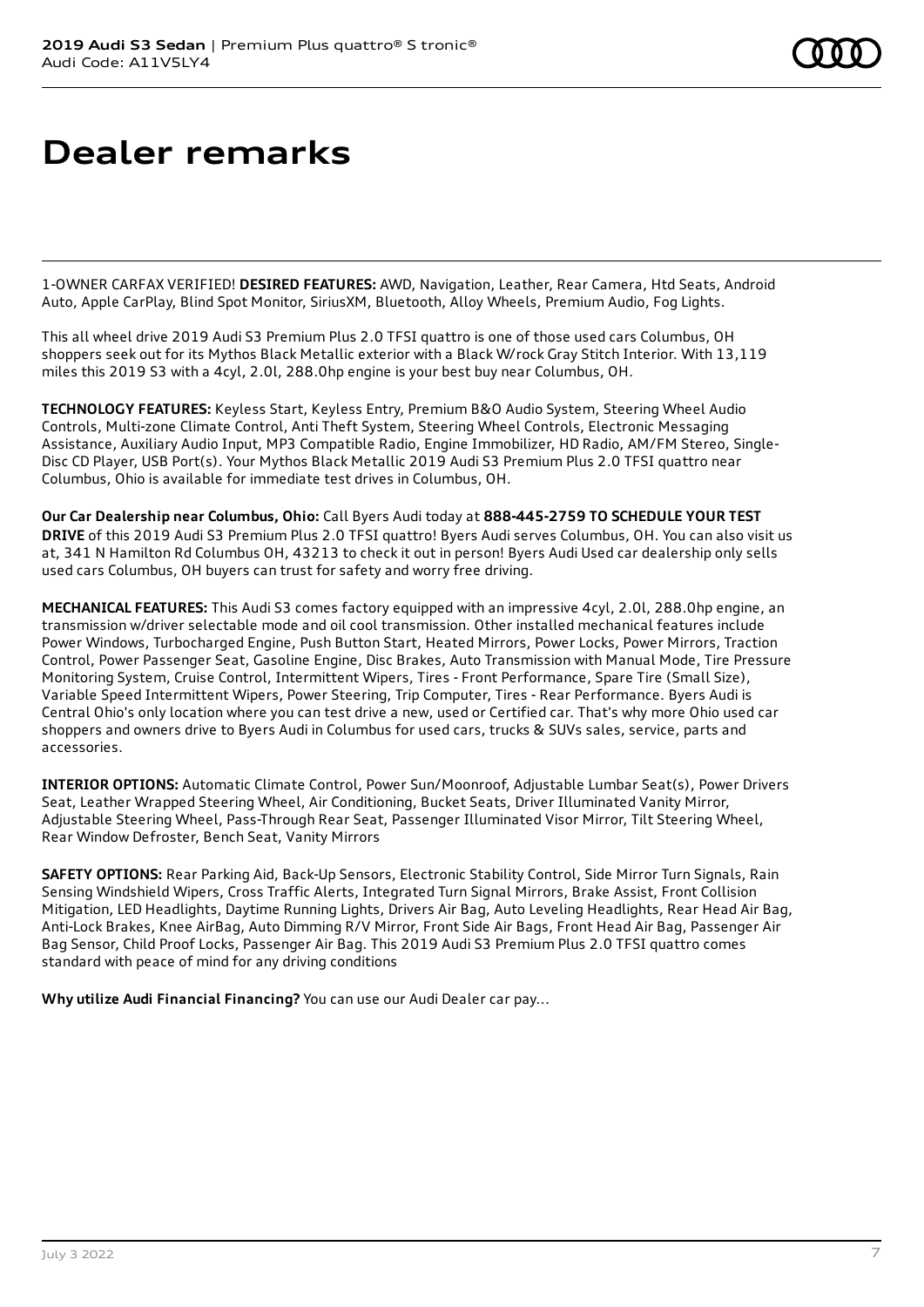# Dealer remarks

1-OWNER CARFAX VERIFIED! **DESIRED FEATURES:** AWD, Navigation, Leather, Rear Camera, Htd Seats, Android Auto, Apple CarPlay, Blind Spot Monitor, SiriusXM, Bluetooth, Alloy Wheels, Premium Audio, Fog Lights.

This all wheel drive 2019 Audi S3 Premium Plus 2.0 TFSI quattro is one of those used cars Columbus, OH shoppers seek out for its Mythos Black Metallic exterior with a Black W/rock Gray Stitch Interior. With 13,119 miles this 2019 S3 with a 4cyl, 2.0l, 288.0hp engine is your best buy near Columbus, OH.

**TECHNOLOGY FEATURES:** Keyless Start, Keyless Entry, Premium B&O Audio System, Steering Wheel Audio Controls, Multi-zone Climate Control, Anti Theft System, Steering Wheel Controls, Electronic Messaging Assistance, Auxiliary Audio Input, MP3 Compatible Radio, Engine Immobilizer, HD Radio, AM/FM Stereo, Single-Disc CD Player, USB Port(s). Your Mythos Black Metallic 2019 Audi S3 Premium Plus 2.0 TFSI quattro near Columbus, Ohio is available for immediate test drives in Columbus, OH.

**Our Car Dealership near Columbus, Ohio:** Call Byers Audi today at **888-445-2759 TO SCHEDULE YOUR TEST DRIVE** of this 2019 Audi S3 Premium Plus 2.0 TFSI quattro! Byers Audi serves Columbus, OH. You can also visit us at, 341 N Hamilton Rd Columbus OH, 43213 to check it out in person! Byers Audi Used car dealership only sells used cars Columbus, OH buyers can trust for safety and worry free driving.

**MECHANICAL FEATURES:** This Audi S3 comes factory equipped with an impressive 4cyl, 2.0l, 288.0hp engine, an transmission w/driver selectable mode and oil cool transmission. Other installed mechanical features include Power Windows, Turbocharged Engine, Push Button Start, Heated Mirrors, Power Locks, Power Mirrors, Traction Control, Power Passenger Seat, Gasoline Engine, Disc Brakes, Auto Transmission with Manual Mode, Tire Pressure Monitoring System, Cruise Control, Intermittent Wipers, Tires - Front Performance, Spare Tire (Small Size), Variable Speed Intermittent Wipers, Power Steering, Trip Computer, Tires - Rear Performance. Byers Audi is Central Ohio's only location where you can test drive a new, used or Certified car. That's why more Ohio used car shoppers and owners drive to Byers Audi in Columbus for used cars, trucks & SUVs sales, service, parts and accessories.

**INTERIOR OPTIONS:** Automatic Climate Control, Power Sun/Moonroof, Adjustable Lumbar Seat(s), Power Drivers Seat, Leather Wrapped Steering Wheel, Air Conditioning, Bucket Seats, Driver Illuminated Vanity Mirror, Adjustable Steering Wheel, Pass-Through Rear Seat, Passenger Illuminated Visor Mirror, Tilt Steering Wheel, Rear Window Defroster, Bench Seat, Vanity Mirrors

**SAFETY OPTIONS:** Rear Parking Aid, Back-Up Sensors, Electronic Stability Control, Side Mirror Turn Signals, Rain Sensing Windshield Wipers, Cross Traffic Alerts, Integrated Turn Signal Mirrors, Brake Assist, Front Collision Mitigation, LED Headlights, Daytime Running Lights, Drivers Air Bag, Auto Leveling Headlights, Rear Head Air Bag, Anti-Lock Brakes, Knee AirBag, Auto Dimming R/V Mirror, Front Side Air Bags, Front Head Air Bag, Passenger Air Bag Sensor, Child Proof Locks, Passenger Air Bag. This 2019 Audi S3 Premium Plus 2.0 TFSI quattro comes standard with peace of mind for any driving conditions

**Why utilize Audi Financial Financing?** You can use our Audi Dealer car pay...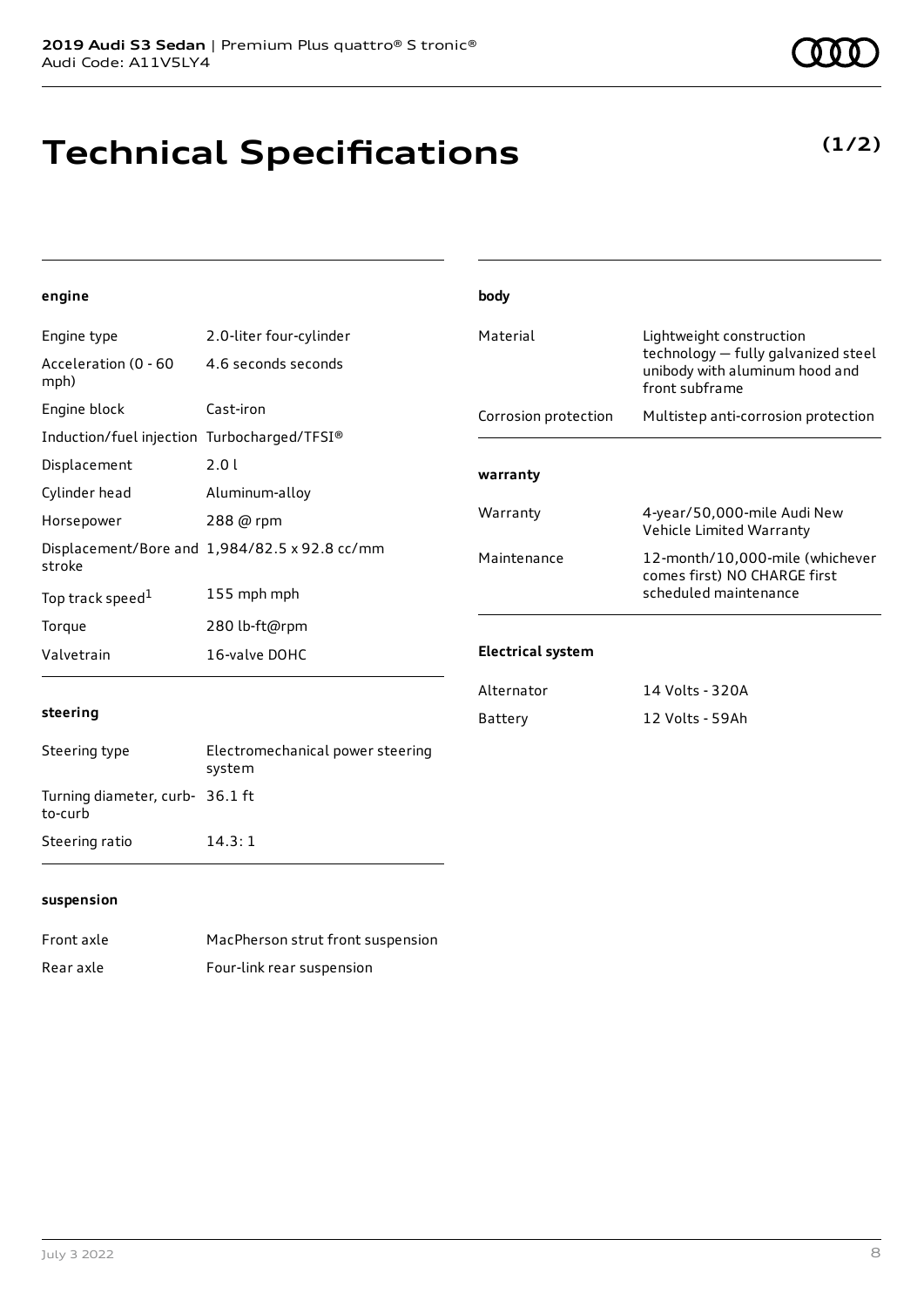# Technical Specifications

**(1/2)**

#### engine

| | |
|---|---|
| Engine type | 2.0-liter four-cylinder |
| Acceleration (0 - 60 mph) | 4.6 seconds seconds |
| Engine block | Cast-iron |
| Induction/fuel injection | Turbocharged/TFSI® |
| Displacement | 2.0 l |
| Cylinder head | Aluminum-alloy |
| Horsepower | 288 @ rpm |
| Displacement/Bore and stroke | 1,984/82.5 x 92.8 cc/mm |
| Top track speed[1] | 155 mph mph |
| Torque | 280 lb-ft@rpm |
| Valvetrain | 16-valve DOHC |

#### steering

| | |
|---|---|
| Steering type | Electromechanical power steering system |
| Turning diameter, curb-to-curb | 36.1 ft |
| Steering ratio | 14.3: 1 |

#### suspension

| | |
|---|---|
| Front axle | MacPherson strut front suspension |
| Rear axle | Four-link rear suspension |

#### body

| | |
|---|---|
| Material | Lightweight construction technology — fully galvanized steel unibody with aluminum hood and front subframe |
| Corrosion protection | Multistep anti-corrosion protection |

#### warranty

| | |
|---|---|
| Warranty | 4-year/50,000-mile Audi New Vehicle Limited Warranty |
| Maintenance | 12-month/10,000-mile (whichever comes first) NO CHARGE first scheduled maintenance |

#### Electrical system

| | |
|---|---|
| Alternator | 14 Volts - 320A |
| Battery | 12 Volts - 59Ah |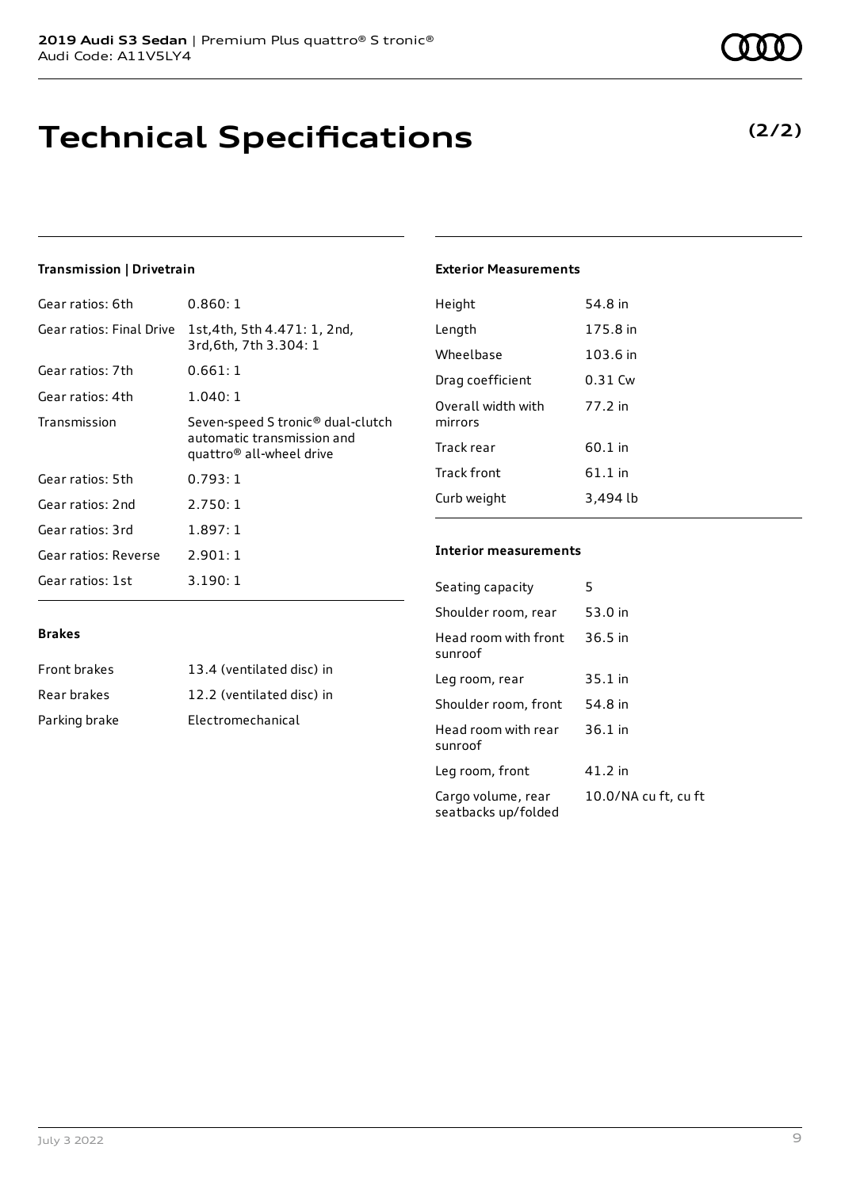**2019 Audi S3 Sedan** | Premium Plus quattro® S tronic®
Audi Code: A11V5LY4

# Technical Specifications

**(2/2)**

### Transmission | Drivetrain

| | |
|---|---|
| Gear ratios: 6th | 0.860: 1 |
| Gear ratios: Final Drive | 1st,4th, 5th 4.471: 1, 2nd, 3rd,6th, 7th 3.304: 1 |
| Gear ratios: 7th | 0.661: 1 |
| Gear ratios: 4th | 1.040: 1 |
| Transmission | Seven-speed S tronic® dual-clutch automatic transmission and quattro® all-wheel drive |
| Gear ratios: 5th | 0.793: 1 |
| Gear ratios: 2nd | 2.750: 1 |
| Gear ratios: 3rd | 1.897: 1 |
| Gear ratios: Reverse | 2.901: 1 |
| Gear ratios: 1st | 3.190: 1 |

### Brakes

| | |
|---|---|
| Front brakes | 13.4 (ventilated disc) in |
| Rear brakes | 12.2 (ventilated disc) in |
| Parking brake | Electromechanical |

### Exterior Measurements

| | |
|---|---|
| Height | 54.8 in |
| Length | 175.8 in |
| Wheelbase | 103.6 in |
| Drag coefficient | 0.31 Cw |
| Overall width with mirrors | 77.2 in |
| Track rear | 60.1 in |
| Track front | 61.1 in |
| Curb weight | 3,494 lb |

### Interior measurements

| | |
|---|---|
| Seating capacity | 5 |
| Shoulder room, rear | 53.0 in |
| Head room with front sunroof | 36.5 in |
| Leg room, rear | 35.1 in |
| Shoulder room, front | 54.8 in |
| Head room with rear sunroof | 36.1 in |
| Leg room, front | 41.2 in |
| Cargo volume, rear seatbacks up/folded | 10.0/NA cu ft, cu ft |

July 3 2022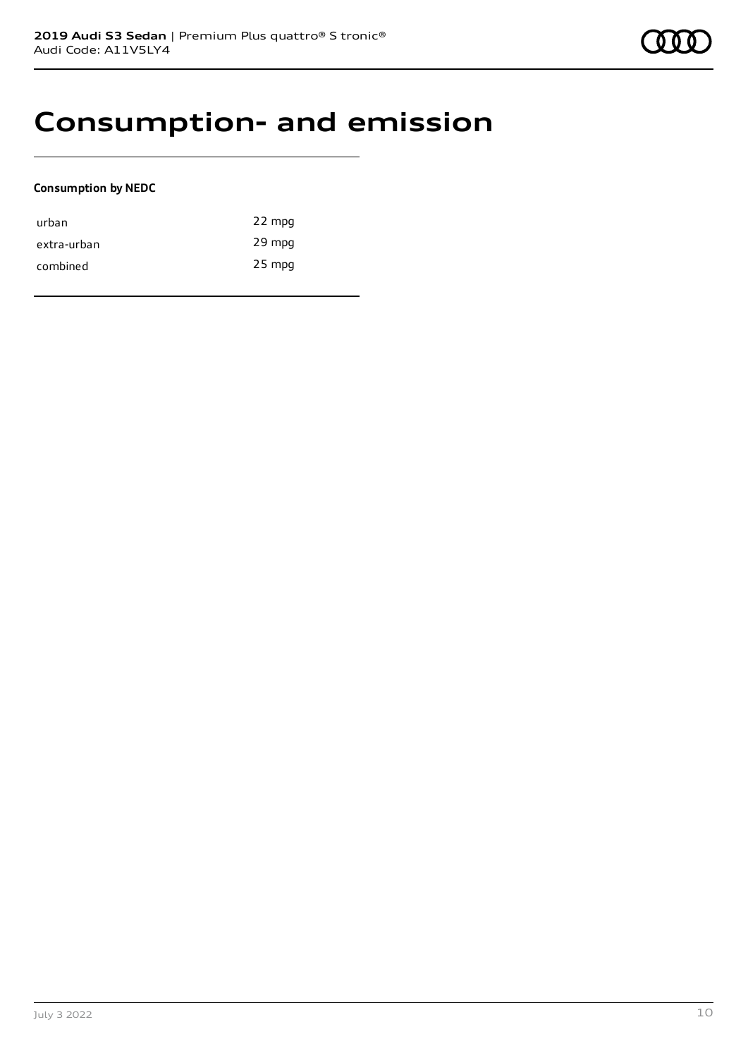# Consumption- and emission

**Consumption by NEDC**

| | |
| --- | --- |
| urban | 22 mpg |
| extra-urban | 29 mpg |
| combined | 25 mpg |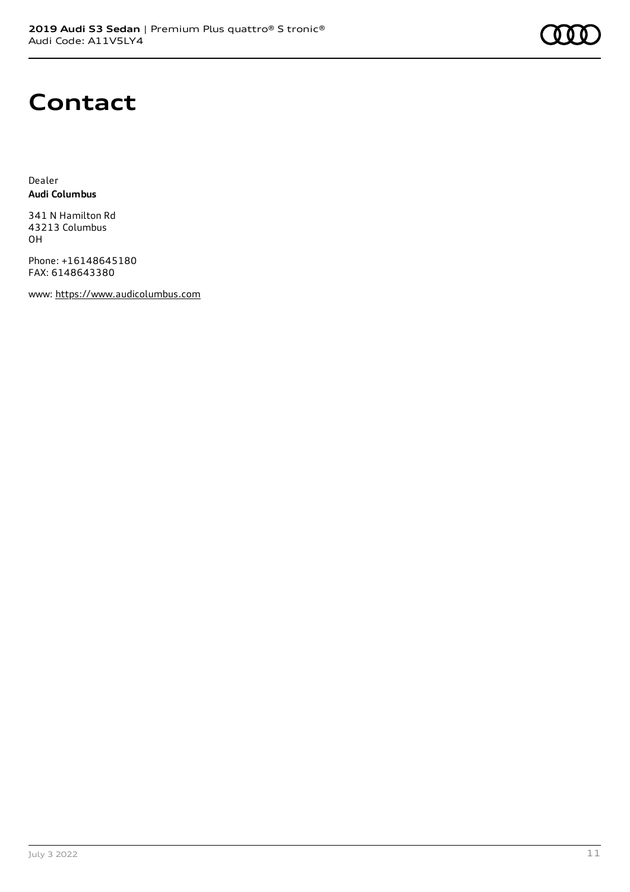# Contact

Dealer
**Audi Columbus**

341 N Hamilton Rd
43213 Columbus
OH

Phone: +16148645180
FAX: 6148643380

www: https://www.audicolumbus.com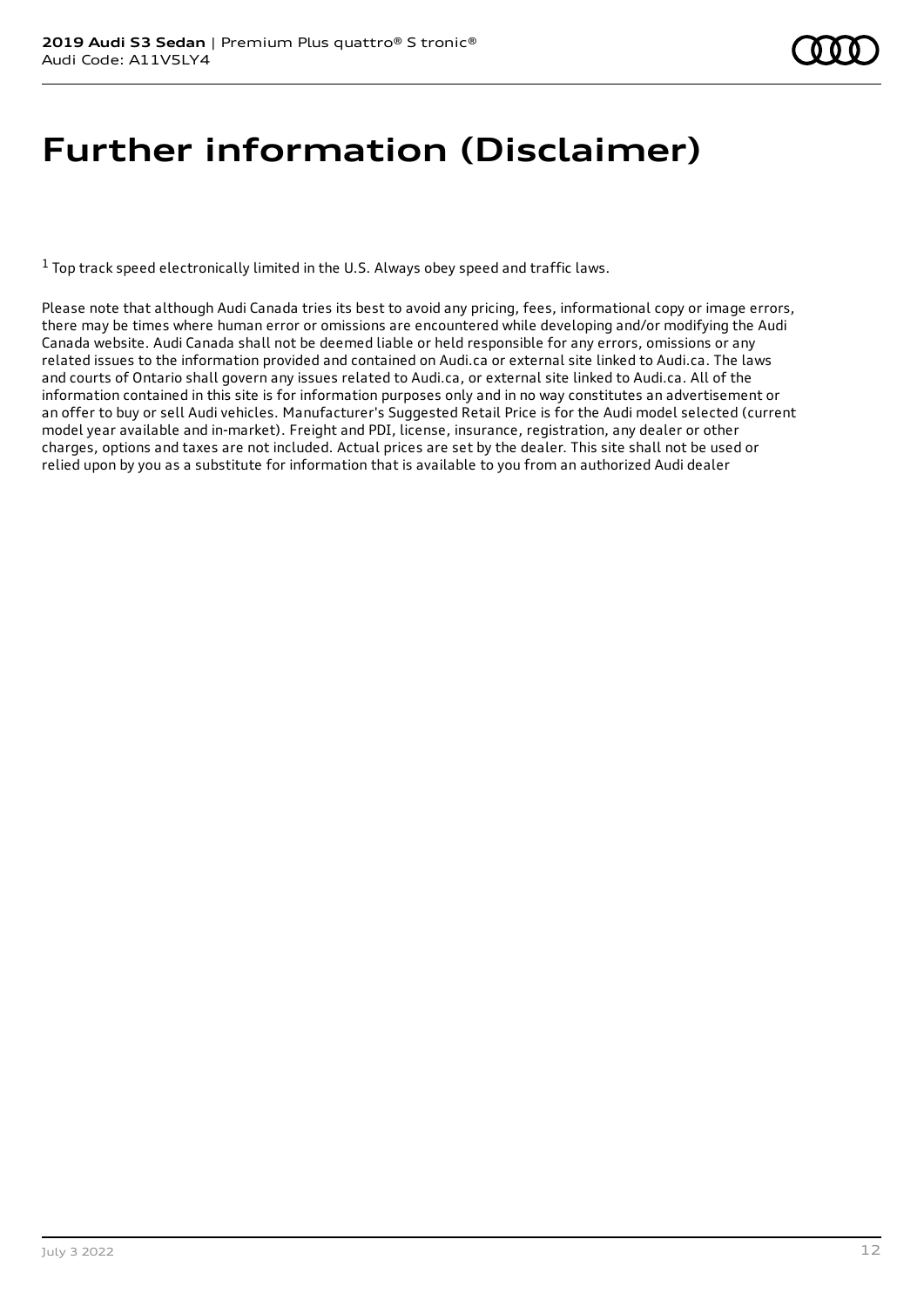# Further information (Disclaimer)

[1] Top track speed electronically limited in the U.S. Always obey speed and traffic laws.

Please note that although Audi Canada tries its best to avoid any pricing, fees, informational copy or image errors, there may be times where human error or omissions are encountered while developing and/or modifying the Audi Canada website. Audi Canada shall not be deemed liable or held responsible for any errors, omissions or any related issues to the information provided and contained on Audi.ca or external site linked to Audi.ca. The laws and courts of Ontario shall govern any issues related to Audi.ca, or external site linked to Audi.ca. All of the information contained in this site is for information purposes only and in no way constitutes an advertisement or an offer to buy or sell Audi vehicles. Manufacturer's Suggested Retail Price is for the Audi model selected (current model year available and in-market). Freight and PDI, license, insurance, registration, any dealer or other charges, options and taxes are not included. Actual prices are set by the dealer. This site shall not be used or relied upon by you as a substitute for information that is available to you from an authorized Audi dealer